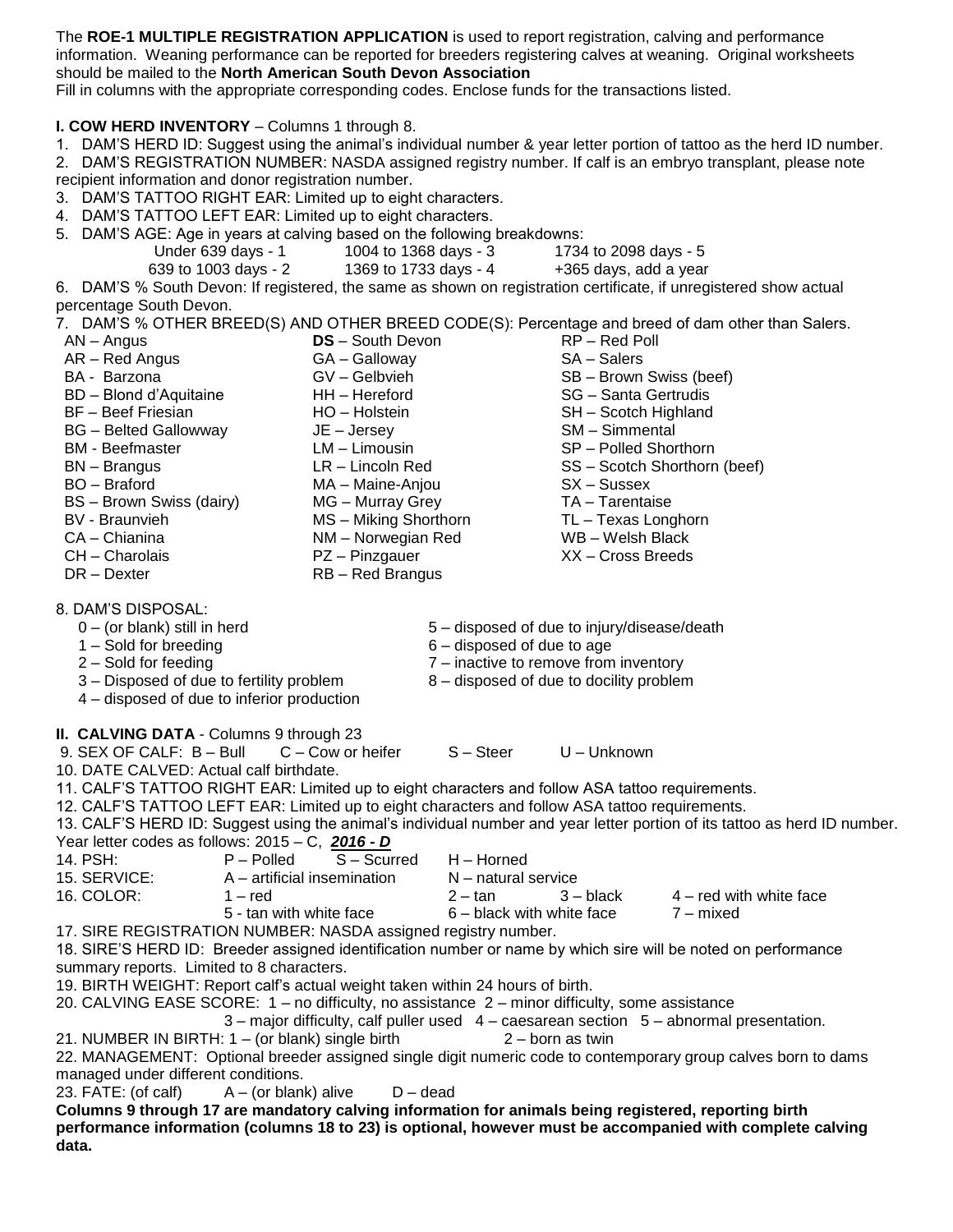The **ROE-1 MULTIPLE REGISTRATION APPLICATION** is used to report registration, calving and performance information. Weaning performance can be reported for breeders registering calves at weaning. Original worksheets should be mailed to the **North American South Devon Association**

Fill in columns with the appropriate corresponding codes. Enclose funds for the transactions listed.

**I. COW HERD INVENTORY** – Columns 1 through 8.

1. DAM'S HERD ID: Suggest using the animal's individual number & year letter portion of tattoo as the herd ID number.
2. DAM'S REGISTRATION NUMBER: NASDA assigned registry number. If calf is an embryo transplant, please note recipient information and donor registration number.
3. DAM'S TATTOO RIGHT EAR: Limited up to eight characters.
4. DAM'S TATTOO LEFT EAR: Limited up to eight characters.
5. DAM'S AGE: Age in years at calving based on the following breakdowns:

| | | |
|---|---|---|
| Under 639 days - 1 | 1004 to 1368 days - 3 | 1734 to 2098 days - 5 |
| 639 to 1003 days - 2 | 1369 to 1733 days - 4 | +365 days, add a year |

6. DAM'S % South Devon: If registered, the same as shown on registration certificate, if unregistered show actual percentage South Devon.
7. DAM'S % OTHER BREED(S) AND OTHER BREED CODE(S): Percentage and breed of dam other than Salers.

| | | |
|---|---|---|
| AN – Angus | **DS** – South Devon | RP – Red Poll |
| AR – Red Angus | GA – Galloway | SA – Salers |
| BA - Barzona | GV – Gelbvieh | SB – Brown Swiss (beef) |
| BD – Blond d'Aquitaine | HH – Hereford | SG – Santa Gertrudis |
| BF – Beef Friesian | HO – Holstein | SH – Scotch Highland |
| BG – Belted Gallowway | JE – Jersey | SM – Simmental |
| BM - Beefmaster | LM – Limousin | SP – Polled Shorthorn |
| BN – Brangus | LR – Lincoln Red | SS – Scotch Shorthorn (beef) |
| BO – Braford | MA – Maine-Anjou | SX – Sussex |
| BS – Brown Swiss (dairy) | MG – Murray Grey | TA – Tarentaise |
| BV - Braunvieh | MS – Miking Shorthorn | TL – Texas Longhorn |
| CA – Chianina | NM – Norwegian Red | WB – Welsh Black |
| CH – Charolais | PZ – Pinzgauer | XX – Cross Breeds |
| DR – Dexter | RB – Red Brangus | |

8. DAM'S DISPOSAL:

| | |
|---|---|
| 0 – (or blank) still in herd | 5 – disposed of due to injury/disease/death |
| 1 – Sold for breeding | 6 – disposed of due to age |
| 2 – Sold for feeding | 7 – inactive to remove from inventory |
| 3 – Disposed of due to fertility problem | 8 – disposed of due to docility problem |
| 4 – disposed of due to inferior production | |

**II. CALVING DATA** - Columns 9 through 23

9. SEX OF CALF: B – Bull C – Cow or heifer S – Steer U – Unknown
10. DATE CALVED: Actual calf birthdate.
11. CALF'S TATTOO RIGHT EAR: Limited up to eight characters and follow ASA tattoo requirements.
12. CALF'S TATTOO LEFT EAR: Limited up to eight characters and follow ASA tattoo requirements.
13. CALF'S HERD ID: Suggest using the animal's individual number and year letter portion of its tattoo as herd ID number. Year letter codes as follows: 2015 – C, ***2016 - D***
14. PSH: P – Polled S – Scurred H – Horned
15. SERVICE: A – artificial insemination N – natural service
16. COLOR: 1 – red 2 – tan 3 – black 4 – red with white face 5 - tan with white face 6 – black with white face 7 – mixed
17. SIRE REGISTRATION NUMBER: NASDA assigned registry number.
18. SIRE'S HERD ID: Breeder assigned identification number or name by which sire will be noted on performance summary reports. Limited to 8 characters.
19. BIRTH WEIGHT: Report calf's actual weight taken within 24 hours of birth.
20. CALVING EASE SCORE: 1 – no difficulty, no assistance 2 – minor difficulty, some assistance 3 – major difficulty, calf puller used 4 – caesarean section 5 – abnormal presentation.
21. NUMBER IN BIRTH: 1 – (or blank) single birth 2 – born as twin
22. MANAGEMENT: Optional breeder assigned single digit numeric code to contemporary group calves born to dams managed under different conditions.
23. FATE: (of calf) A – (or blank) alive D – dead

**Columns 9 through 17 are mandatory calving information for animals being registered, reporting birth performance information (columns 18 to 23) is optional, however must be accompanied with complete calving data.**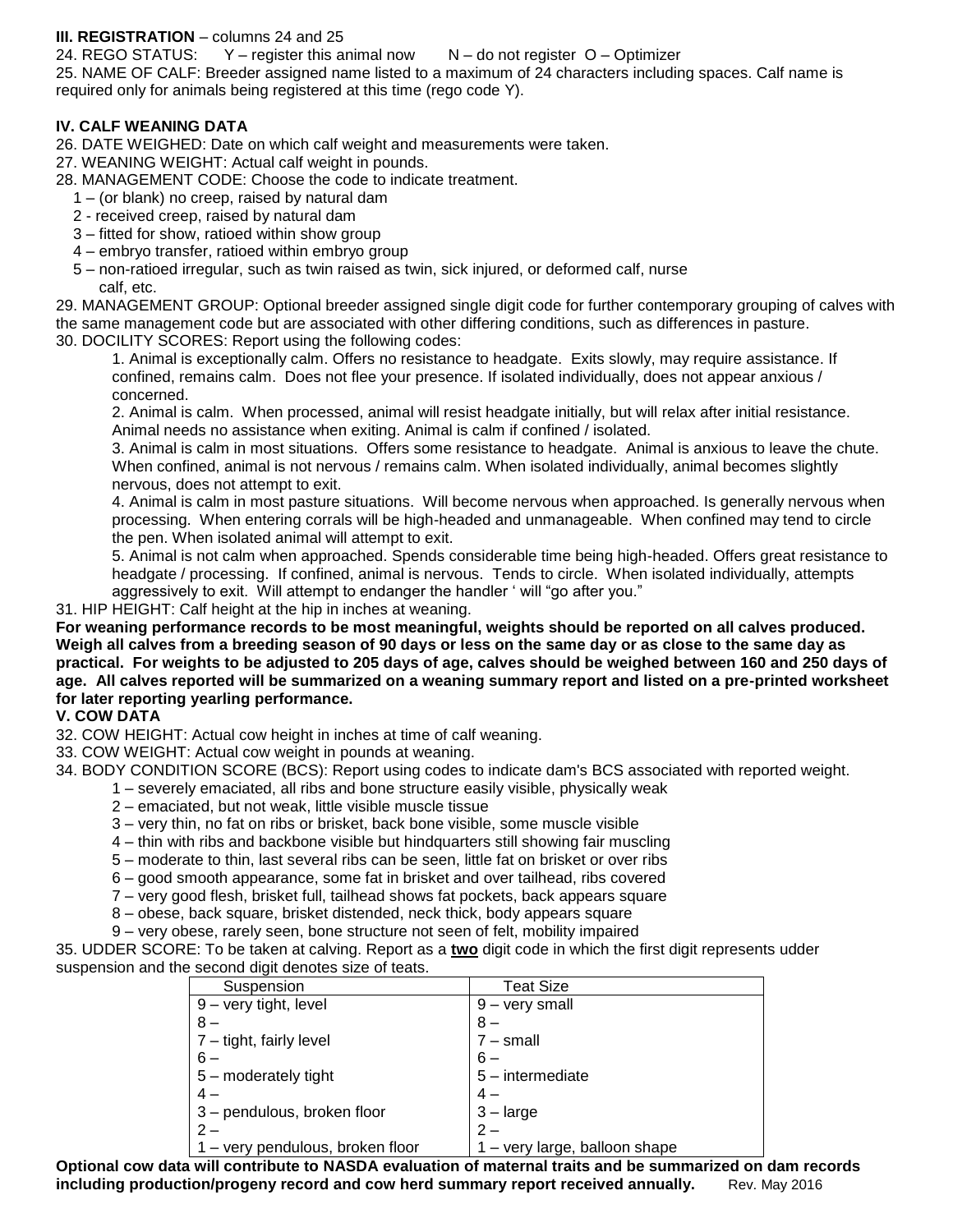**III. REGISTRATION** – columns 24 and 25

24. REGO STATUS: Y – register this animal now N – do not register O – Optimizer

25. NAME OF CALF: Breeder assigned name listed to a maximum of 24 characters including spaces. Calf name is required only for animals being registered at this time (rego code Y).

**IV. CALF WEANING DATA**

26. DATE WEIGHED: Date on which calf weight and measurements were taken.

27. WEANING WEIGHT: Actual calf weight in pounds.

28. MANAGEMENT CODE: Choose the code to indicate treatment.

1 – (or blank) no creep, raised by natural dam
2 - received creep, raised by natural dam
3 – fitted for show, ratioed within show group
4 – embryo transfer, ratioed within embryo group
5 – non-ratioed irregular, such as twin raised as twin, sick injured, or deformed calf, nurse calf, etc.

29. MANAGEMENT GROUP: Optional breeder assigned single digit code for further contemporary grouping of calves with the same management code but are associated with other differing conditions, such as differences in pasture.

30. DOCILITY SCORES: Report using the following codes:

1. Animal is exceptionally calm. Offers no resistance to headgate. Exits slowly, may require assistance. If confined, remains calm. Does not flee your presence. If isolated individually, does not appear anxious / concerned.
2. Animal is calm. When processed, animal will resist headgate initially, but will relax after initial resistance. Animal needs no assistance when exiting. Animal is calm if confined / isolated.
3. Animal is calm in most situations. Offers some resistance to headgate. Animal is anxious to leave the chute. When confined, animal is not nervous / remains calm. When isolated individually, animal becomes slightly nervous, does not attempt to exit.
4. Animal is calm in most pasture situations. Will become nervous when approached. Is generally nervous when processing. When entering corrals will be high-headed and unmanageable. When confined may tend to circle the pen. When isolated animal will attempt to exit.
5. Animal is not calm when approached. Spends considerable time being high-headed. Offers great resistance to headgate / processing. If confined, animal is nervous. Tends to circle. When isolated individually, attempts aggressively to exit. Will attempt to endanger the handler ' will "go after you."

31. HIP HEIGHT: Calf height at the hip in inches at weaning.

**For weaning performance records to be most meaningful, weights should be reported on all calves produced. Weigh all calves from a breeding season of 90 days or less on the same day or as close to the same day as practical. For weights to be adjusted to 205 days of age, calves should be weighed between 160 and 250 days of age. All calves reported will be summarized on a weaning summary report and listed on a pre-printed worksheet for later reporting yearling performance.**

**V. COW DATA**

32. COW HEIGHT: Actual cow height in inches at time of calf weaning.

33. COW WEIGHT: Actual cow weight in pounds at weaning.

34. BODY CONDITION SCORE (BCS): Report using codes to indicate dam's BCS associated with reported weight.

1 – severely emaciated, all ribs and bone structure easily visible, physically weak
2 – emaciated, but not weak, little visible muscle tissue
3 – very thin, no fat on ribs or brisket, back bone visible, some muscle visible
4 – thin with ribs and backbone visible but hindquarters still showing fair muscling
5 – moderate to thin, last several ribs can be seen, little fat on brisket or over ribs
6 – good smooth appearance, some fat in brisket and over tailhead, ribs covered
7 – very good flesh, brisket full, tailhead shows fat pockets, back appears square
8 – obese, back square, brisket distended, neck thick, body appears square
9 – very obese, rarely seen, bone structure not seen of felt, mobility impaired

35. UDDER SCORE: To be taken at calving. Report as a **two** digit code in which the first digit represents udder suspension and the second digit denotes size of teats.

| Suspension | Teat Size |
|---|---|
| 9 – very tight, level | 9 – very small |
| 8 – | 8 – |
| 7 – tight, fairly level | 7 – small |
| 6 – | 6 – |
| 5 – moderately tight | 5 – intermediate |
| 4 – | 4 – |
| 3 – pendulous, broken floor | 3 – large |
| 2 – | 2 – |
| 1 – very pendulous, broken floor | 1 – very large, balloon shape |

**Optional cow data will contribute to NASDA evaluation of maternal traits and be summarized on dam records including production/progeny record and cow herd summary report received annually.** Rev. May 2016